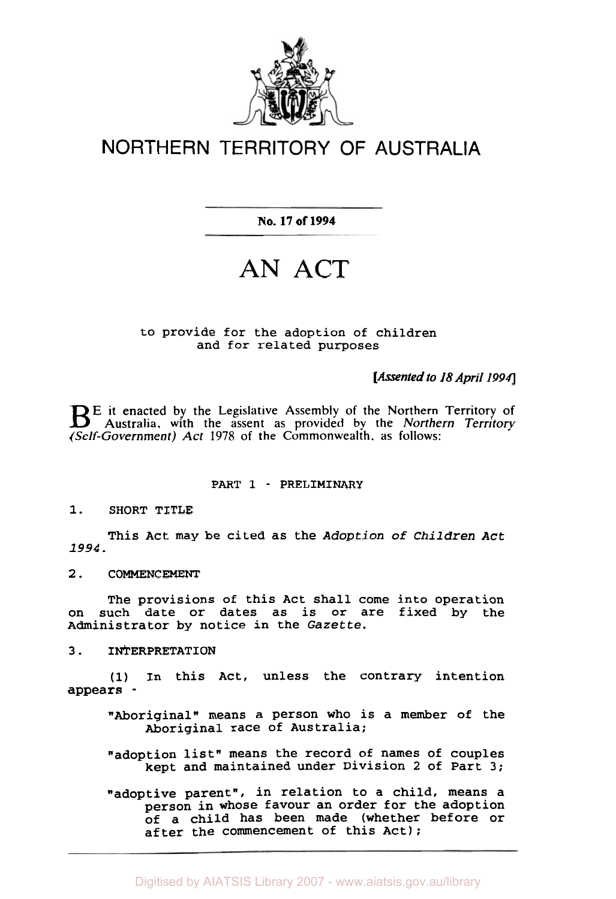# NORTHERN TERRITORY OF AUSTRALIA

**No. 17 of 1994**

# AN ACT

to provide for the adoption of children and for related purposes

*[Assented to 18 April 1994]*

BE it enacted by the Legislative Assembly of the Northern Territory of Australia, with the assent as provided by the *Northern Territory (Self-Government) Act* 1978 of the Commonwealth, as follows:

## PART 1 - PRELIMINARY

### 1. SHORT TITLE

This Act may be cited as the *Adoption of Children Act 1994*.

### 2. COMMENCEMENT

The provisions of this Act shall come into operation on such date or dates as is or are fixed by the Administrator by notice in the *Gazette*.

### 3. INTERPRETATION

(1) In this Act, unless the contrary intention appears -

"Aboriginal" means a person who is a member of the Aboriginal race of Australia;

"adoption list" means the record of names of couples kept and maintained under Division 2 of Part 3;

"adoptive parent", in relation to a child, means a person in whose favour an order for the adoption of a child has been made (whether before or after the commencement of this Act);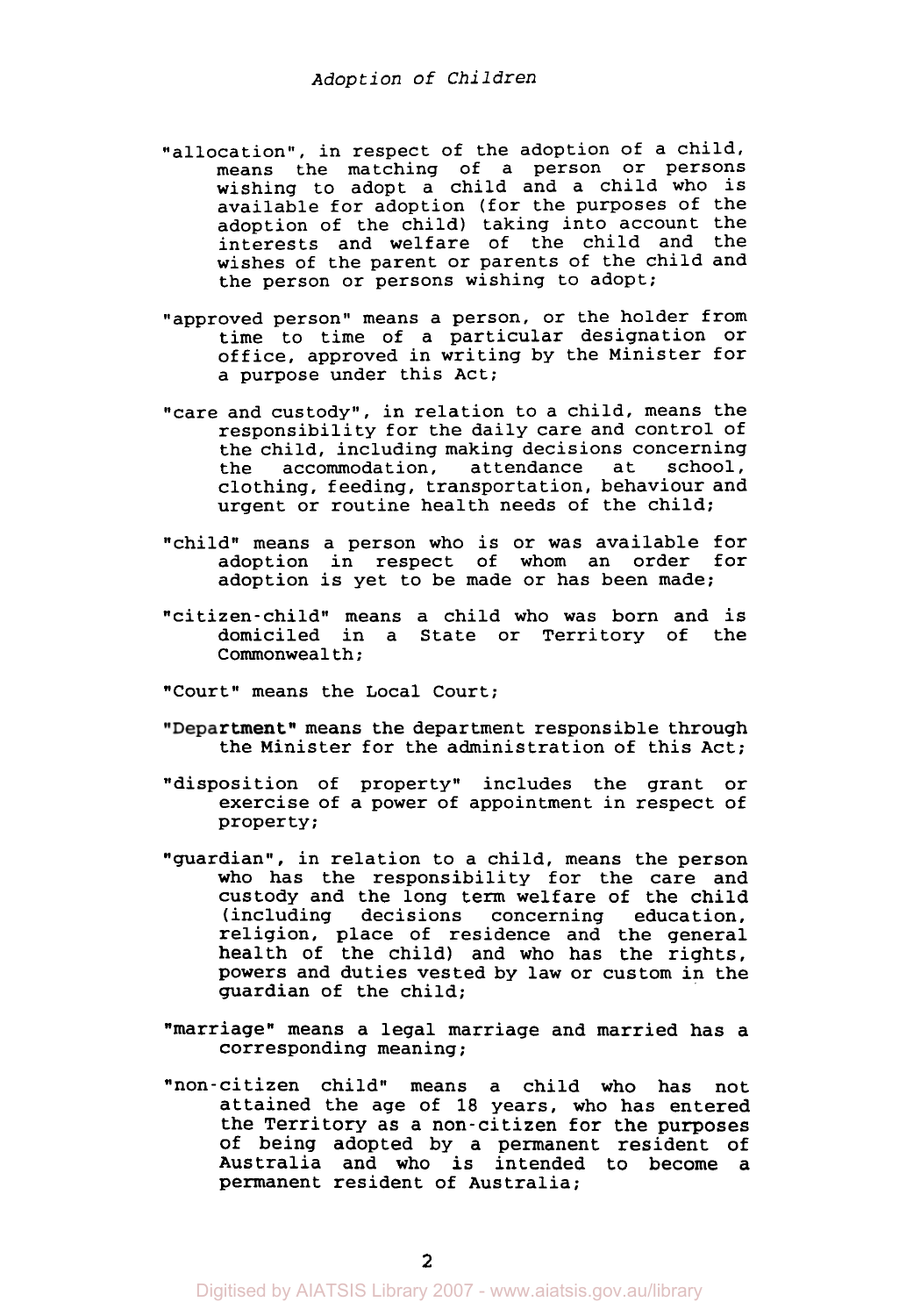"allocation", in respect of the adoption of a child, means the matching of a person or persons wishing to adopt a child and a child who is available for adoption (for the purposes of the adoption of the child) taking into account the interests and welfare of the child and the wishes of the parent or parents of the child and the person or persons wishing to adopt;

"approved person" means a person, or the holder from time to time of a particular designation or office, approved in writing by the Minister for a purpose under this Act;

"care and custody", in relation to a child, means the responsibility for the daily care and control of the child, including making decisions concerning the accommodation, attendance at school, clothing, feeding, transportation, behaviour and urgent or routine health needs of the child;

"child" means a person who is or was available for adoption in respect of whom an order for adoption is yet to be made or has been made;

"citizen-child" means a child who was born and is domiciled in a State or Territory of the Commonwealth;

"Court" means the Local Court;

"Department" means the department responsible through the Minister for the administration of this Act;

"disposition of property" includes the grant or exercise of a power of appointment in respect of property;

"guardian", in relation to a child, means the person who has the responsibility for the care and custody and the long term welfare of the child (including decisions concerning education, religion, place of residence and the general health of the child) and who has the rights, powers and duties vested by law or custom in the guardian of the child;

"marriage" means a legal marriage and married has a corresponding meaning;

"non-citizen child" means a child who has not attained the age of 18 years, who has entered the Territory as a non-citizen for the purposes of being adopted by a permanent resident of Australia and who is intended to become a permanent resident of Australia;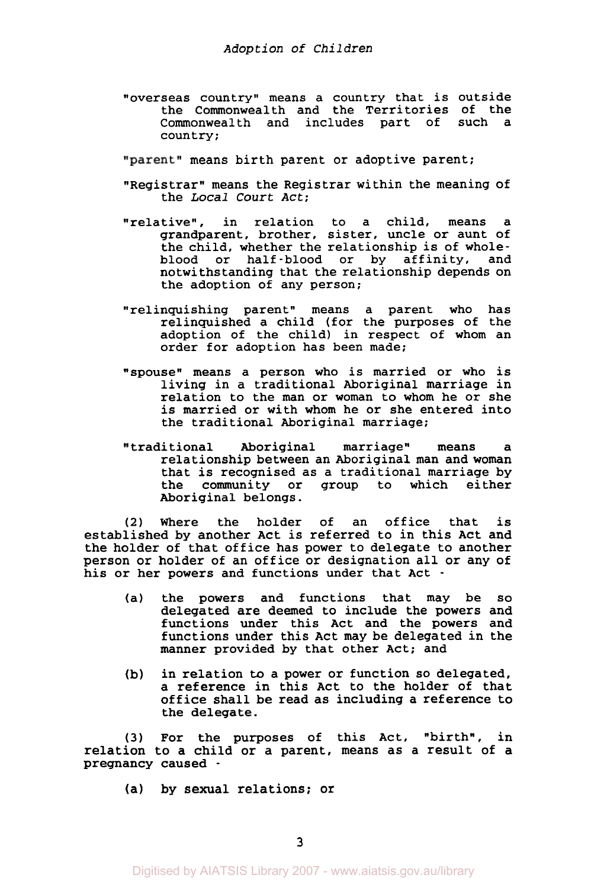"overseas country" means a country that is outside the Commonwealth and the Territories of the Commonwealth and includes part of such a country;

"parent" means birth parent or adoptive parent;

"Registrar" means the Registrar within the meaning of the *Local Court Act*;

"relative", in relation to a child, means a grandparent, brother, sister, uncle or aunt of the child, whether the relationship is of whole-blood or half-blood or by affinity, and notwithstanding that the relationship depends on the adoption of any person;

"relinquishing parent" means a parent who has relinquished a child (for the purposes of the adoption of the child) in respect of whom an order for adoption has been made;

"spouse" means a person who is married or who is living in a traditional Aboriginal marriage in relation to the man or woman to whom he or she is married or with whom he or she entered into the traditional Aboriginal marriage;

"traditional Aboriginal marriage" means a relationship between an Aboriginal man and woman that is recognised as a traditional marriage by the community or group to which either Aboriginal belongs.

(2) Where the holder of an office that is established by another Act is referred to in this Act and the holder of that office has power to delegate to another person or holder of an office or designation all or any of his or her powers and functions under that Act -

(a) the powers and functions that may be so delegated are deemed to include the powers and functions under this Act and the powers and functions under this Act may be delegated in the manner provided by that other Act; and

(b) in relation to a power or function so delegated, a reference in this Act to the holder of that office shall be read as including a reference to the delegate.

(3) For the purposes of this Act, "birth", in relation to a child or a parent, means as a result of a pregnancy caused -

(a) by sexual relations; or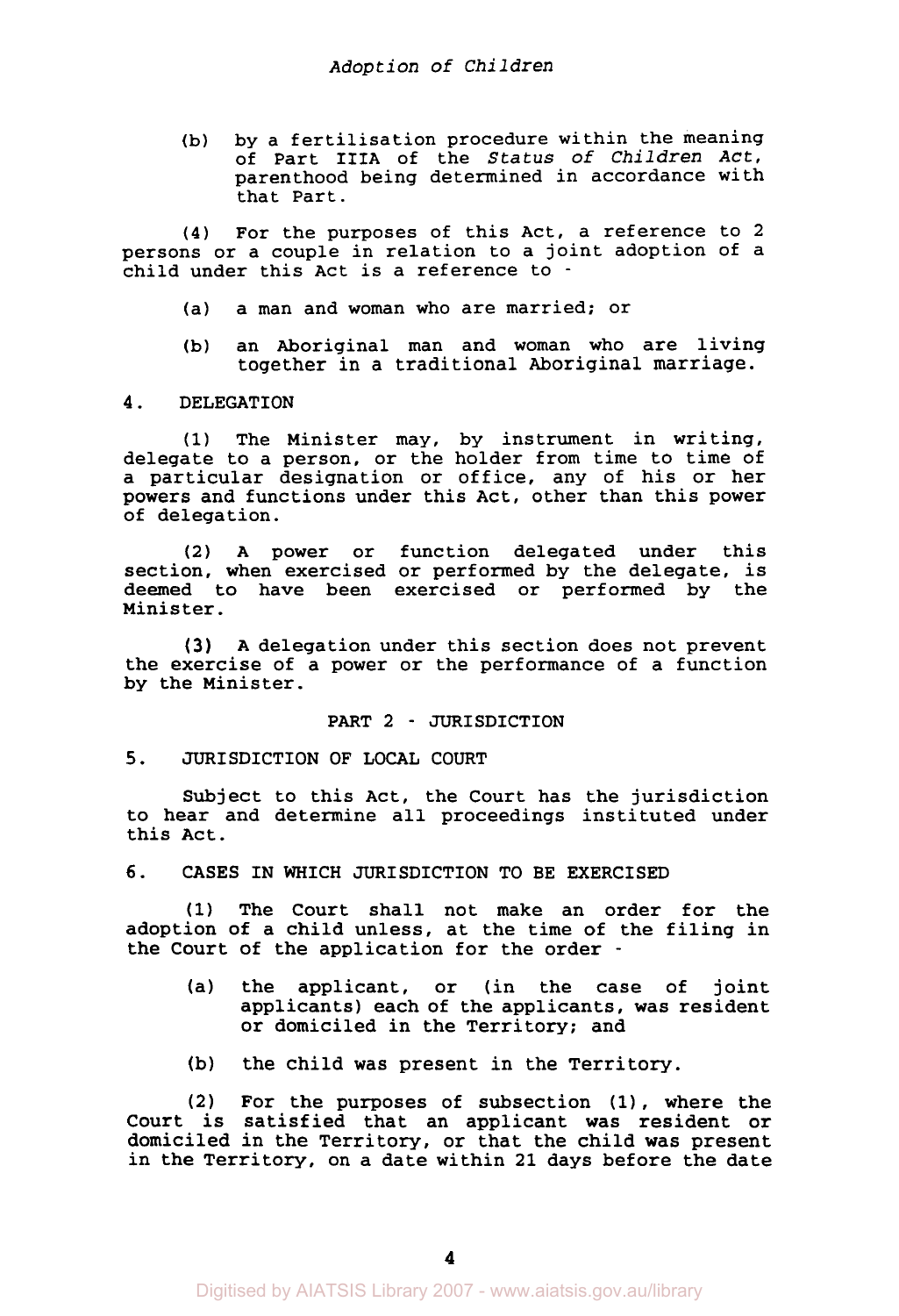(b) by a fertilisation procedure within the meaning of Part IIIA of the *Status of Children Act*, parenthood being determined in accordance with that Part.

(4) For the purposes of this Act, a reference to 2 persons or a couple in relation to a joint adoption of a child under this Act is a reference to -

(a) a man and woman who are married; or

(b) an Aboriginal man and woman who are living together in a traditional Aboriginal marriage.

### 4. DELEGATION

(1) The Minister may, by instrument in writing, delegate to a person, or the holder from time to time of a particular designation or office, any of his or her powers and functions under this Act, other than this power of delegation.

(2) A power or function delegated under this section, when exercised or performed by the delegate, is deemed to have been exercised or performed by the Minister.

(3) A delegation under this section does not prevent the exercise of a power or the performance of a function by the Minister.

## PART 2 - JURISDICTION

### 5. JURISDICTION OF LOCAL COURT

Subject to this Act, the Court has the jurisdiction to hear and determine all proceedings instituted under this Act.

### 6. CASES IN WHICH JURISDICTION TO BE EXERCISED

(1) The Court shall not make an order for the adoption of a child unless, at the time of the filing in the Court of the application for the order -

(a) the applicant, or (in the case of joint applicants) each of the applicants, was resident or domiciled in the Territory; and

(b) the child was present in the Territory.

(2) For the purposes of subsection (1), where the Court is satisfied that an applicant was resident or domiciled in the Territory, or that the child was present in the Territory, on a date within 21 days before the date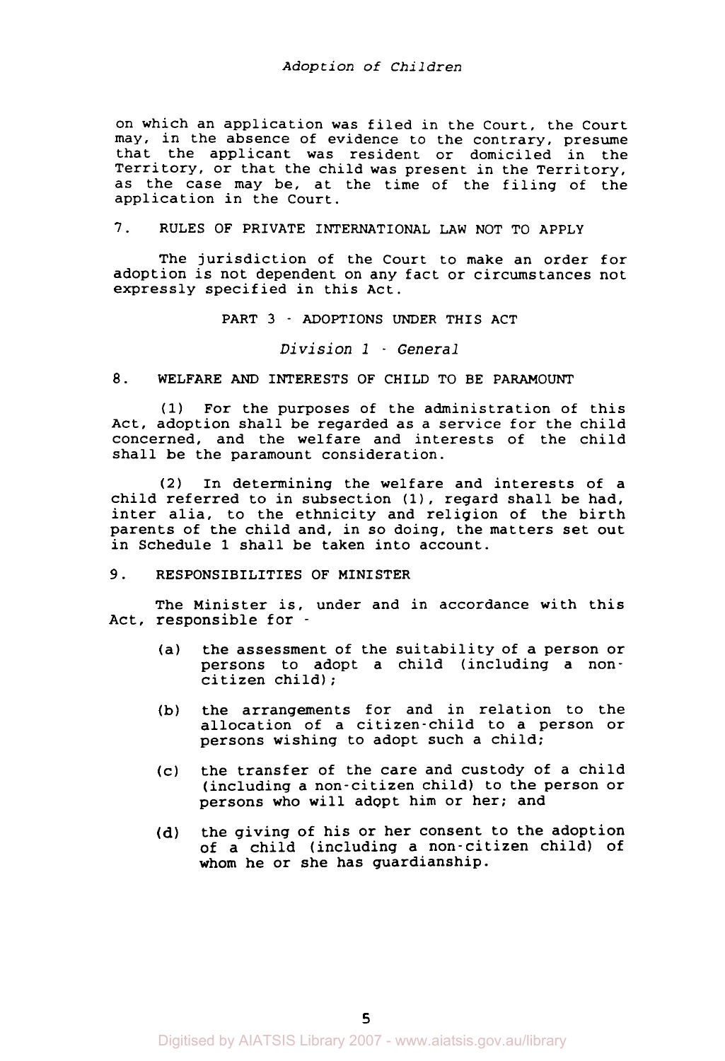on which an application was filed in the Court, the Court may, in the absence of evidence to the contrary, presume that the applicant was resident or domiciled in the Territory, or that the child was present in the Territory, as the case may be, at the time of the filing of the application in the Court.

### 7. RULES OF PRIVATE INTERNATIONAL LAW NOT TO APPLY

The jurisdiction of the Court to make an order for adoption is not dependent on any fact or circumstances not expressly specified in this Act.

## PART 3 - ADOPTIONS UNDER THIS ACT

### *Division 1 - General*

### 8. WELFARE AND INTERESTS OF CHILD TO BE PARAMOUNT

(1) For the purposes of the administration of this Act, adoption shall be regarded as a service for the child concerned, and the welfare and interests of the child shall be the paramount consideration.

(2) In determining the welfare and interests of a child referred to in subsection (1), regard shall be had, inter alia, to the ethnicity and religion of the birth parents of the child and, in so doing, the matters set out in Schedule 1 shall be taken into account.

### 9. RESPONSIBILITIES OF MINISTER

The Minister is, under and in accordance with this Act, responsible for -

(a) the assessment of the suitability of a person or persons to adopt a child (including a non-citizen child);

(b) the arrangements for and in relation to the allocation of a citizen-child to a person or persons wishing to adopt such a child;

(c) the transfer of the care and custody of a child (including a non-citizen child) to the person or persons who will adopt him or her; and

(d) the giving of his or her consent to the adoption of a child (including a non-citizen child) of whom he or she has guardianship.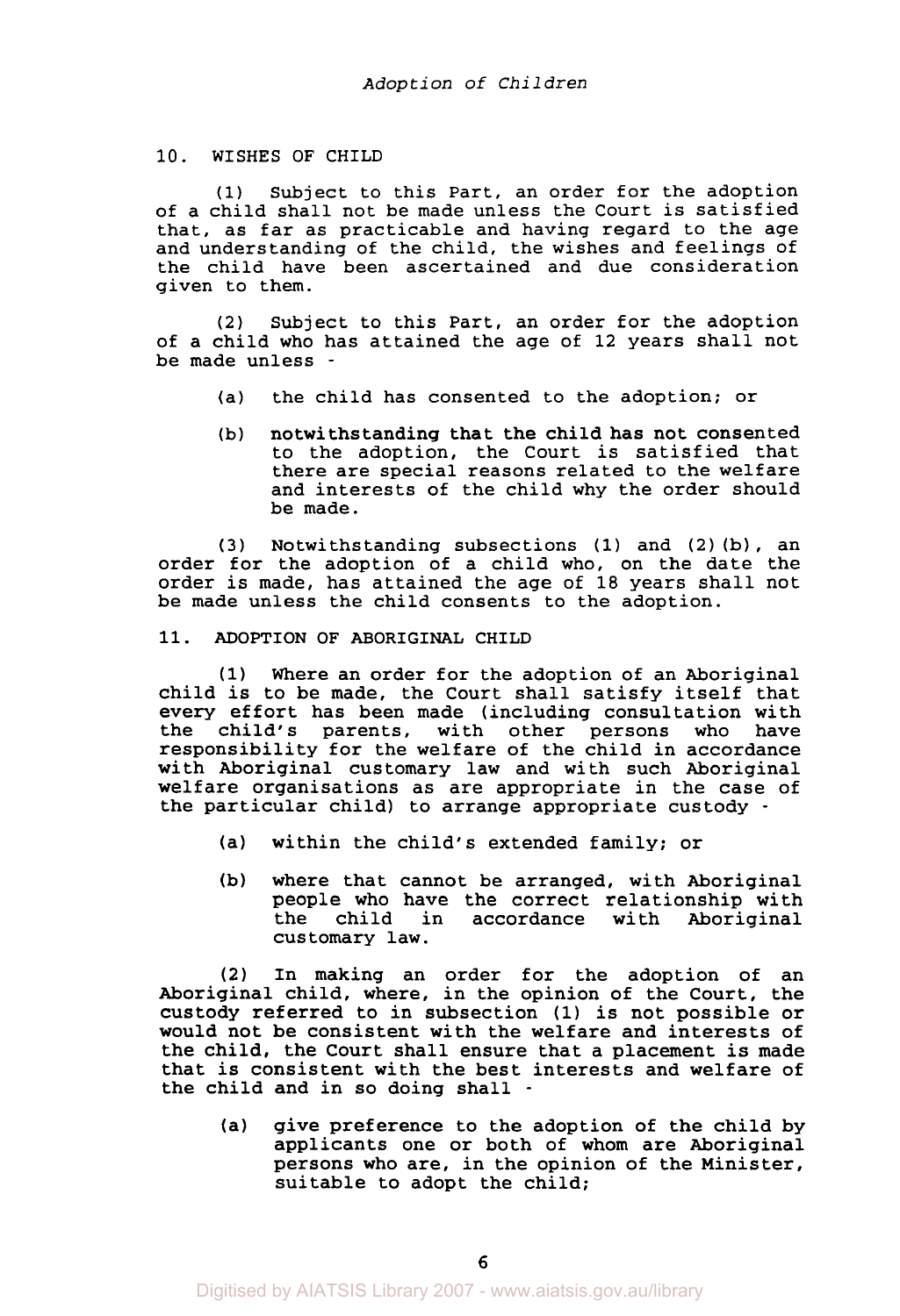## 10. WISHES OF CHILD

(1) Subject to this Part, an order for the adoption of a child shall not be made unless the Court is satisfied that, as far as practicable and having regard to the age and understanding of the child, the wishes and feelings of the child have been ascertained and due consideration given to them.

(2) Subject to this Part, an order for the adoption of a child who has attained the age of 12 years shall not be made unless -

- (a) the child has consented to the adoption; or
- (b) notwithstanding that the child has not consented to the adoption, the Court is satisfied that there are special reasons related to the welfare and interests of the child why the order should be made.

(3) Notwithstanding subsections (1) and (2)(b), an order for the adoption of a child who, on the date the order is made, has attained the age of 18 years shall not be made unless the child consents to the adoption.

## 11. ADOPTION OF ABORIGINAL CHILD

(1) Where an order for the adoption of an Aboriginal child is to be made, the Court shall satisfy itself that every effort has been made (including consultation with the child's parents, with other persons who have responsibility for the welfare of the child in accordance with Aboriginal customary law and with such Aboriginal welfare organisations as are appropriate in the case of the particular child) to arrange appropriate custody -

- (a) within the child's extended family; or
- (b) where that cannot be arranged, with Aboriginal people who have the correct relationship with the child in accordance with Aboriginal customary law.

(2) In making an order for the adoption of an Aboriginal child, where, in the opinion of the Court, the custody referred to in subsection (1) is not possible or would not be consistent with the welfare and interests of the child, the Court shall ensure that a placement is made that is consistent with the best interests and welfare of the child and in so doing shall -

- (a) give preference to the adoption of the child by applicants one or both of whom are Aboriginal persons who are, in the opinion of the Minister, suitable to adopt the child;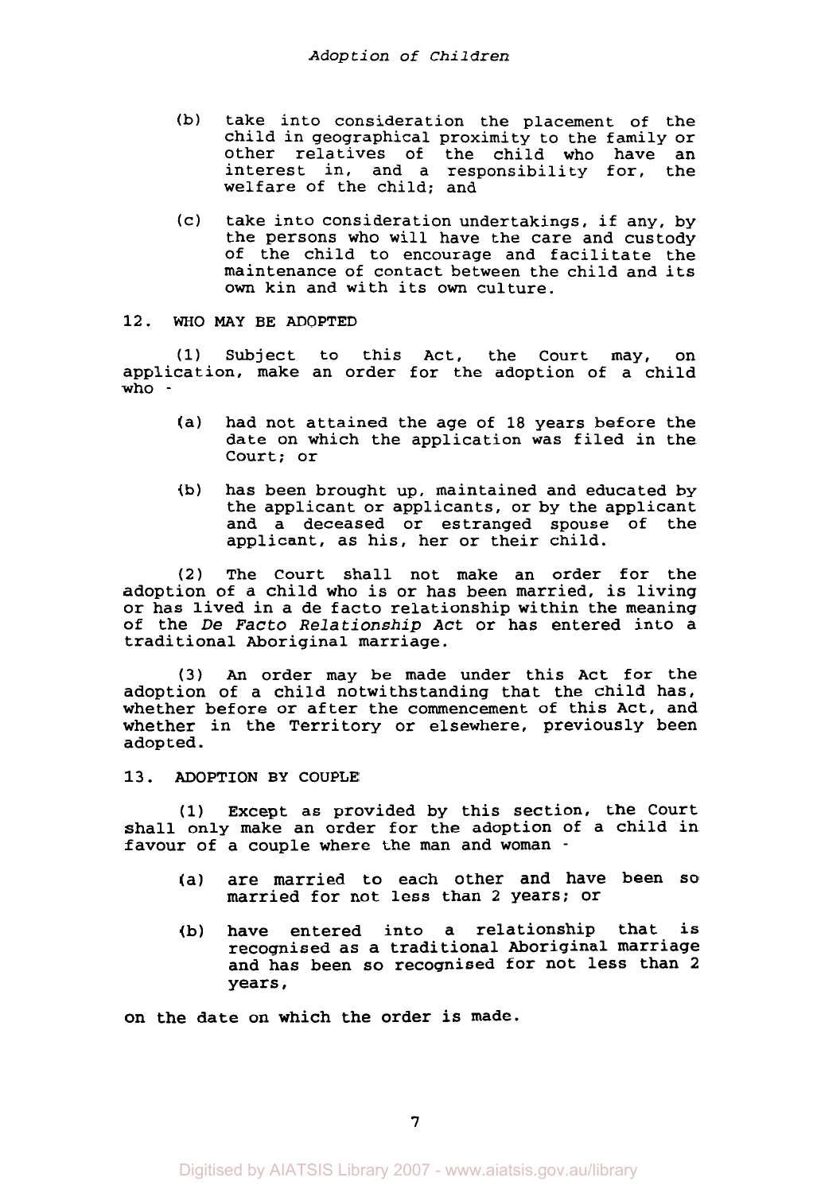(b) take into consideration the placement of the child in geographical proximity to the family or other relatives of the child who have an interest in, and a responsibility for, the welfare of the child; and

(c) take into consideration undertakings, if any, by the persons who will have the care and custody of the child to encourage and facilitate the maintenance of contact between the child and its own kin and with its own culture.

## 12. WHO MAY BE ADOPTED

(1) Subject to this Act, the Court may, on application, make an order for the adoption of a child who -

(a) had not attained the age of 18 years before the date on which the application was filed in the Court; or

(b) has been brought up, maintained and educated by the applicant or applicants, or by the applicant and a deceased or estranged spouse of the applicant, as his, her or their child.

(2) The Court shall not make an order for the adoption of a child who is or has been married, is living or has lived in a de facto relationship within the meaning of the *De Facto Relationship Act* or has entered into a traditional Aboriginal marriage.

(3) An order may be made under this Act for the adoption of a child notwithstanding that the child has, whether before or after the commencement of this Act, and whether in the Territory or elsewhere, previously been adopted.

## 13. ADOPTION BY COUPLE

(1) Except as provided by this section, the Court shall only make an order for the adoption of a child in favour of a couple where the man and woman -

(a) are married to each other and have been so married for not less than 2 years; or

(b) have entered into a relationship that is recognised as a traditional Aboriginal marriage and has been so recognised for not less than 2 years,

on the date on which the order is made.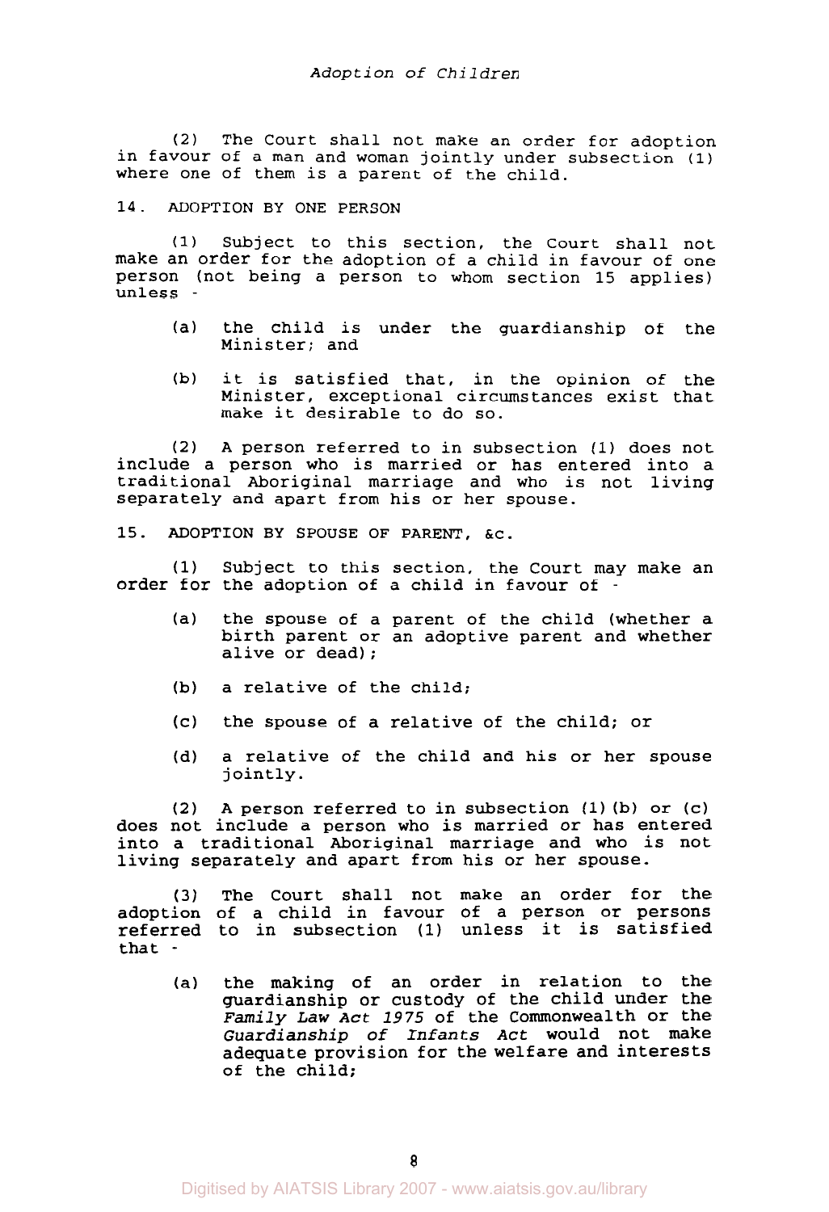(2) The Court shall not make an order for adoption in favour of a man and woman jointly under subsection (1) where one of them is a parent of the child.

## 14. ADOPTION BY ONE PERSON

(1) Subject to this section, the Court shall not make an order for the adoption of a child in favour of one person (not being a person to whom section 15 applies) unless -

(a) the child is under the guardianship of the Minister; and

(b) it is satisfied that, in the opinion of the Minister, exceptional circumstances exist that make it desirable to do so.

(2) A person referred to in subsection (1) does not include a person who is married or has entered into a traditional Aboriginal marriage and who is not living separately and apart from his or her spouse.

## 15. ADOPTION BY SPOUSE OF PARENT, &c.

(1) Subject to this section, the Court may make an order for the adoption of a child in favour of -

(a) the spouse of a parent of the child (whether a birth parent or an adoptive parent and whether alive or dead);

(b) a relative of the child;

(c) the spouse of a relative of the child; or

(d) a relative of the child and his or her spouse jointly.

(2) A person referred to in subsection (1)(b) or (c) does not include a person who is married or has entered into a traditional Aboriginal marriage and who is not living separately and apart from his or her spouse.

(3) The Court shall not make an order for the adoption of a child in favour of a person or persons referred to in subsection (1) unless it is satisfied that -

(a) the making of an order in relation to the guardianship or custody of the child under the *Family Law Act 1975* of the Commonwealth or the *Guardianship of Infants Act* would not make adequate provision for the welfare and interests of the child;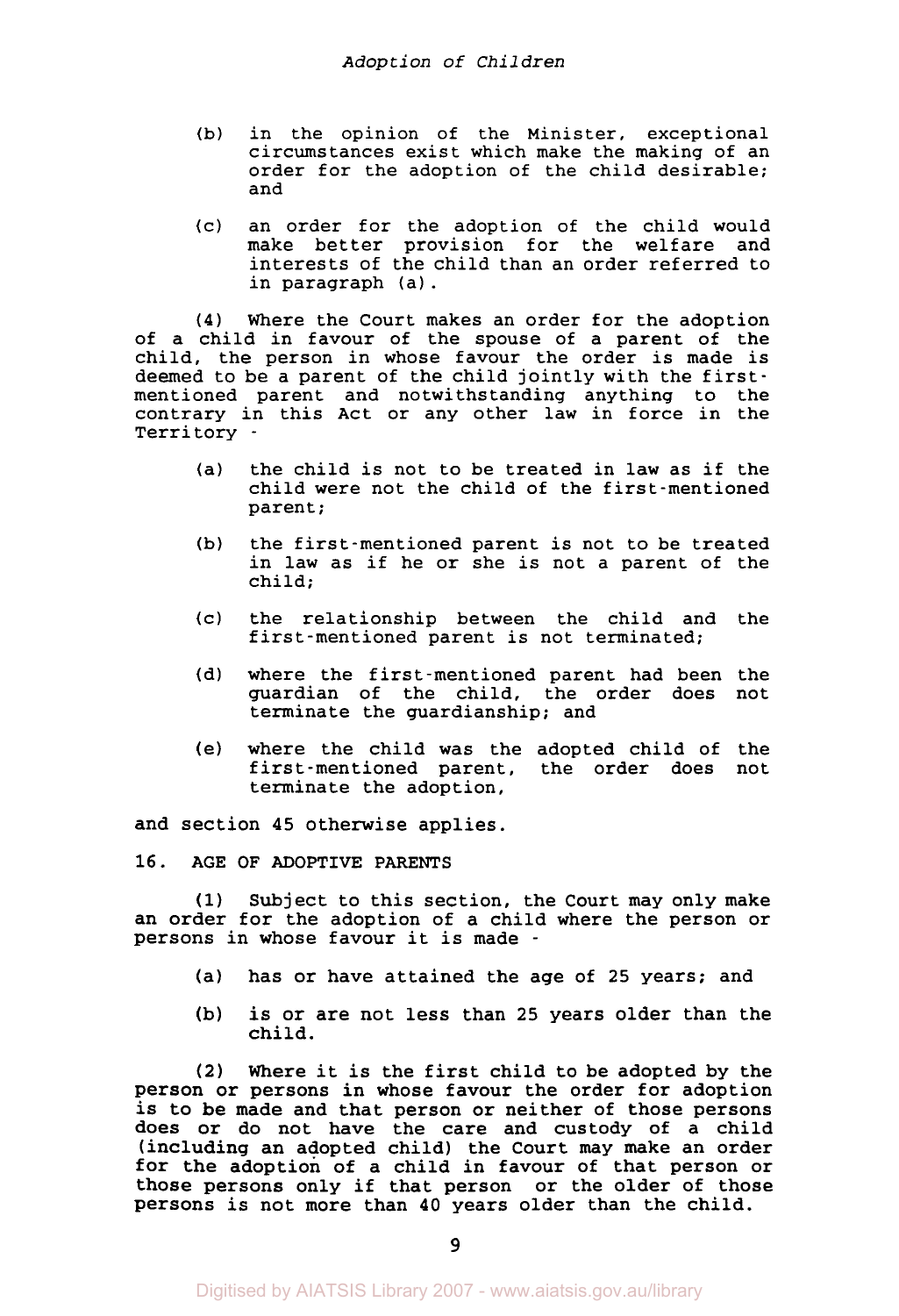(b) in the opinion of the Minister, exceptional circumstances exist which make the making of an order for the adoption of the child desirable; and

(c) an order for the adoption of the child would make better provision for the welfare and interests of the child than an order referred to in paragraph (a).

(4) Where the Court makes an order for the adoption of a child in favour of the spouse of a parent of the child, the person in whose favour the order is made is deemed to be a parent of the child jointly with the first-mentioned parent and notwithstanding anything to the contrary in this Act or any other law in force in the Territory -

(a) the child is not to be treated in law as if the child were not the child of the first-mentioned parent;

(b) the first-mentioned parent is not to be treated in law as if he or she is not a parent of the child;

(c) the relationship between the child and the first-mentioned parent is not terminated;

(d) where the first-mentioned parent had been the guardian of the child, the order does not terminate the guardianship; and

(e) where the child was the adopted child of the first-mentioned parent, the order does not terminate the adoption,

and section 45 otherwise applies.

## 16. AGE OF ADOPTIVE PARENTS

(1) Subject to this section, the Court may only make an order for the adoption of a child where the person or persons in whose favour it is made -

(a) has or have attained the age of 25 years; and

(b) is or are not less than 25 years older than the child.

(2) Where it is the first child to be adopted by the person or persons in whose favour the order for adoption is to be made and that person or neither of those persons does or do not have the care and custody of a child (including an adopted child) the Court may make an order for the adoption of a child in favour of that person or those persons only if that person or the older of those persons is not more than 40 years older than the child.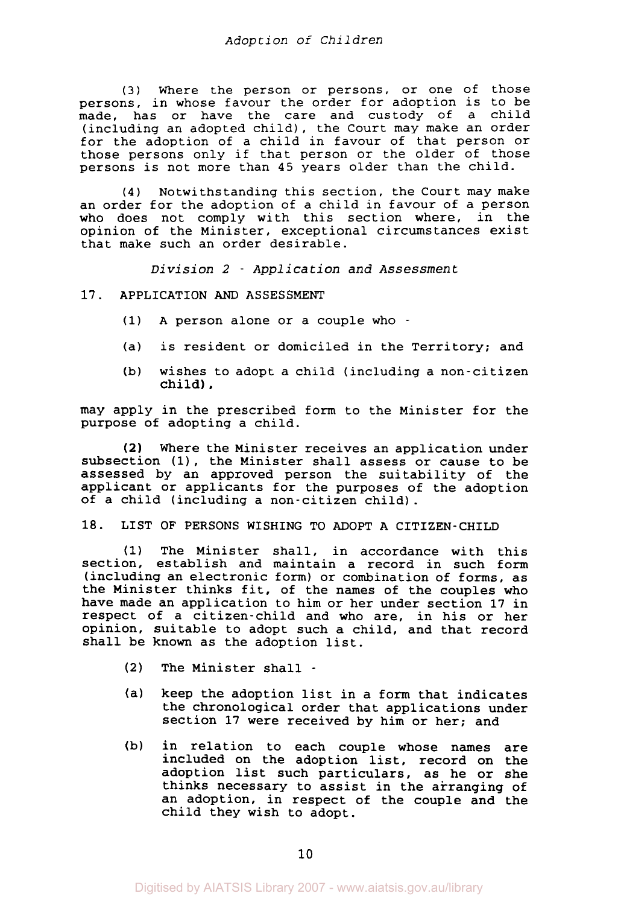(3) Where the person or persons, or one of those persons, in whose favour the order for adoption is to be made, has or have the care and custody of a child (including an adopted child), the Court may make an order for the adoption of a child in favour of that person or those persons only if that person or the older of those persons is not more than 45 years older than the child.

(4) Notwithstanding this section, the Court may make an order for the adoption of a child in favour of a person who does not comply with this section where, in the opinion of the Minister, exceptional circumstances exist that make such an order desirable.

*Division 2 - Application and Assessment*

17. APPLICATION AND ASSESSMENT

(1) A person alone or a couple who -

(a) is resident or domiciled in the Territory; and

(b) wishes to adopt a child (including a non-citizen child),

may apply in the prescribed form to the Minister for the purpose of adopting a child.

(2) Where the Minister receives an application under subsection (1), the Minister shall assess or cause to be assessed by an approved person the suitability of the applicant or applicants for the purposes of the adoption of a child (including a non-citizen child).

18. LIST OF PERSONS WISHING TO ADOPT A CITIZEN-CHILD

(1) The Minister shall, in accordance with this section, establish and maintain a record in such form (including an electronic form) or combination of forms, as the Minister thinks fit, of the names of the couples who have made an application to him or her under section 17 in respect of a citizen-child and who are, in his or her opinion, suitable to adopt such a child, and that record shall be known as the adoption list.

(2) The Minister shall -

(a) keep the adoption list in a form that indicates the chronological order that applications under section 17 were received by him or her; and

(b) in relation to each couple whose names are included on the adoption list, record on the adoption list such particulars, as he or she thinks necessary to assist in the arranging of an adoption, in respect of the couple and the child they wish to adopt.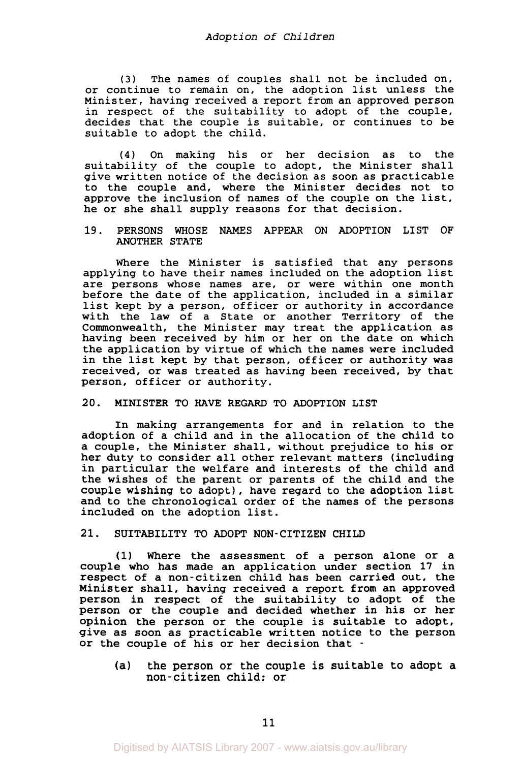(3) The names of couples shall not be included on, or continue to remain on, the adoption list unless the Minister, having received a report from an approved person in respect of the suitability to adopt of the couple, decides that the couple is suitable, or continues to be suitable to adopt the child.

(4) On making his or her decision as to the suitability of the couple to adopt, the Minister shall give written notice of the decision as soon as practicable to the couple and, where the Minister decides not to approve the inclusion of names of the couple on the list, he or she shall supply reasons for that decision.

## 19. PERSONS WHOSE NAMES APPEAR ON ADOPTION LIST OF ANOTHER STATE

Where the Minister is satisfied that any persons applying to have their names included on the adoption list are persons whose names are, or were within one month before the date of the application, included in a similar list kept by a person, officer or authority in accordance with the law of a State or another Territory of the Commonwealth, the Minister may treat the application as having been received by him or her on the date on which the application by virtue of which the names were included in the list kept by that person, officer or authority was received, or was treated as having been received, by that person, officer or authority.

## 20. MINISTER TO HAVE REGARD TO ADOPTION LIST

In making arrangements for and in relation to the adoption of a child and in the allocation of the child to a couple, the Minister shall, without prejudice to his or her duty to consider all other relevant matters (including in particular the welfare and interests of the child and the wishes of the parent or parents of the child and the couple wishing to adopt), have regard to the adoption list and to the chronological order of the names of the persons included on the adoption list.

## 21. SUITABILITY TO ADOPT NON-CITIZEN CHILD

(1) Where the assessment of a person alone or a couple who has made an application under section 17 in respect of a non-citizen child has been carried out, the Minister shall, having received a report from an approved person in respect of the suitability to adopt of the person or the couple and decided whether in his or her opinion the person or the couple is suitable to adopt, give as soon as practicable written notice to the person or the couple of his or her decision that -

(a) the person or the couple is suitable to adopt a non-citizen child; or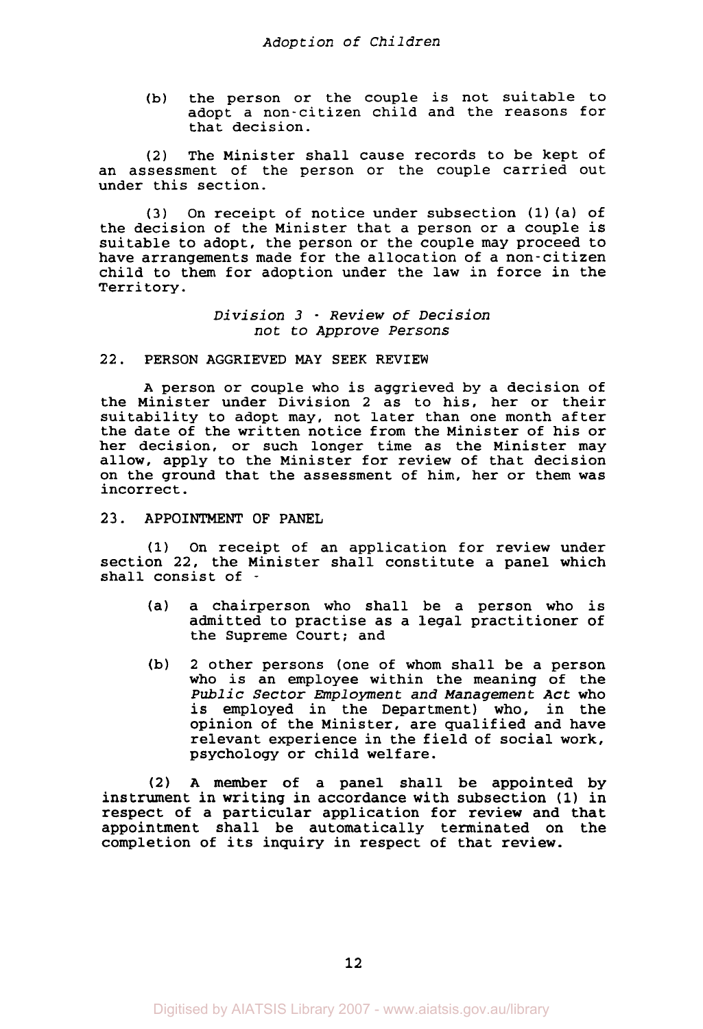(b) the person or the couple is not suitable to adopt a non-citizen child and the reasons for that decision.

(2) The Minister shall cause records to be kept of an assessment of the person or the couple carried out under this section.

(3) On receipt of notice under subsection (1)(a) of the decision of the Minister that a person or a couple is suitable to adopt, the person or the couple may proceed to have arrangements made for the allocation of a non-citizen child to them for adoption under the law in force in the Territory.

*Division 3 - Review of Decision not to Approve Persons*

22. PERSON AGGRIEVED MAY SEEK REVIEW

A person or couple who is aggrieved by a decision of the Minister under Division 2 as to his, her or their suitability to adopt may, not later than one month after the date of the written notice from the Minister of his or her decision, or such longer time as the Minister may allow, apply to the Minister for review of that decision on the ground that the assessment of him, her or them was incorrect.

23. APPOINTMENT OF PANEL

(1) On receipt of an application for review under section 22, the Minister shall constitute a panel which shall consist of -

(a) a chairperson who shall be a person who is admitted to practise as a legal practitioner of the Supreme Court; and

(b) 2 other persons (one of whom shall be a person who is an employee within the meaning of the *Public Sector Employment and Management Act* who is employed in the Department) who, in the opinion of the Minister, are qualified and have relevant experience in the field of social work, psychology or child welfare.

(2) A member of a panel shall be appointed by instrument in writing in accordance with subsection (1) in respect of a particular application for review and that appointment shall be automatically terminated on the completion of its inquiry in respect of that review.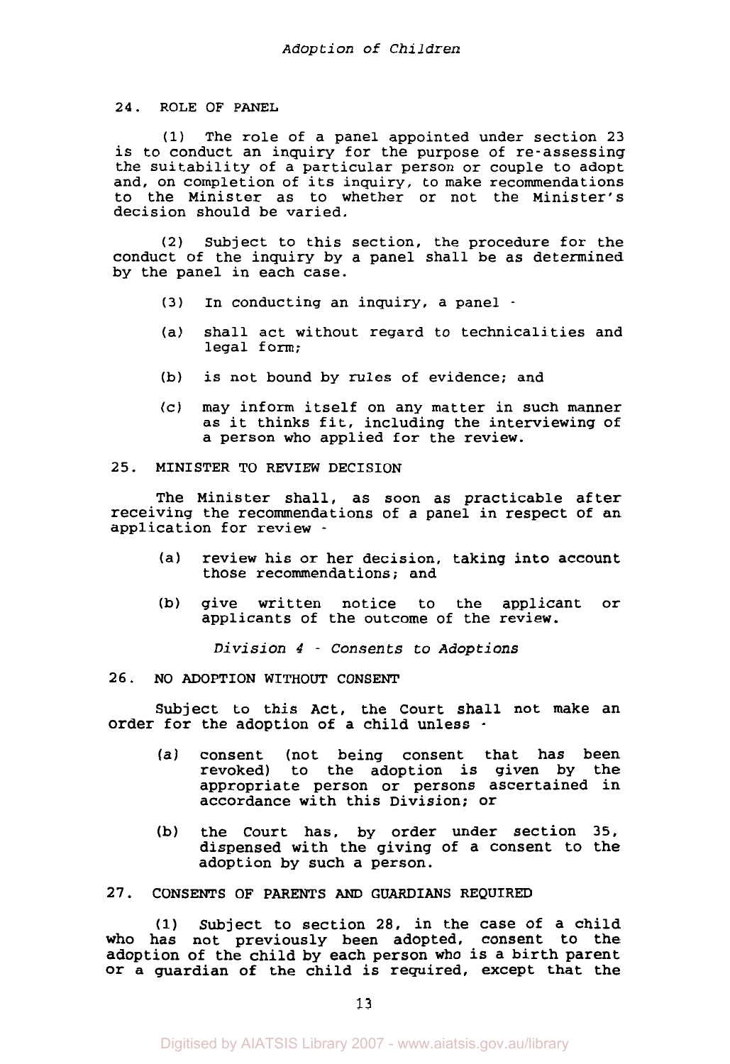24. ROLE OF PANEL

(1) The role of a panel appointed under section 23 is to conduct an inquiry for the purpose of re-assessing the suitability of a particular person or couple to adopt and, on completion of its inquiry, to make recommendations to the Minister as to whether or not the Minister's decision should be varied.

(2) Subject to this section, the procedure for the conduct of the inquiry by a panel shall be as determined by the panel in each case.

(3) In conducting an inquiry, a panel -

(a) shall act without regard to technicalities and legal form;

(b) is not bound by rules of evidence; and

(c) may inform itself on any matter in such manner as it thinks fit, including the interviewing of a person who applied for the review.

25. MINISTER TO REVIEW DECISION

The Minister shall, as soon as practicable after receiving the recommendations of a panel in respect of an application for review -

(a) review his or her decision, taking into account those recommendations; and

(b) give written notice to the applicant or applicants of the outcome of the review.

*Division 4 - Consents to Adoptions*

26. NO ADOPTION WITHOUT CONSENT

Subject to this Act, the Court shall not make an order for the adoption of a child unless -

(a) consent (not being consent that has been revoked) to the adoption is given by the appropriate person or persons ascertained in accordance with this Division; or

(b) the Court has, by order under section 35, dispensed with the giving of a consent to the adoption by such a person.

27. CONSENTS OF PARENTS AND GUARDIANS REQUIRED

(1) Subject to section 28, in the case of a child who has not previously been adopted, consent to the adoption of the child by each person who is a birth parent or a guardian of the child is required, except that the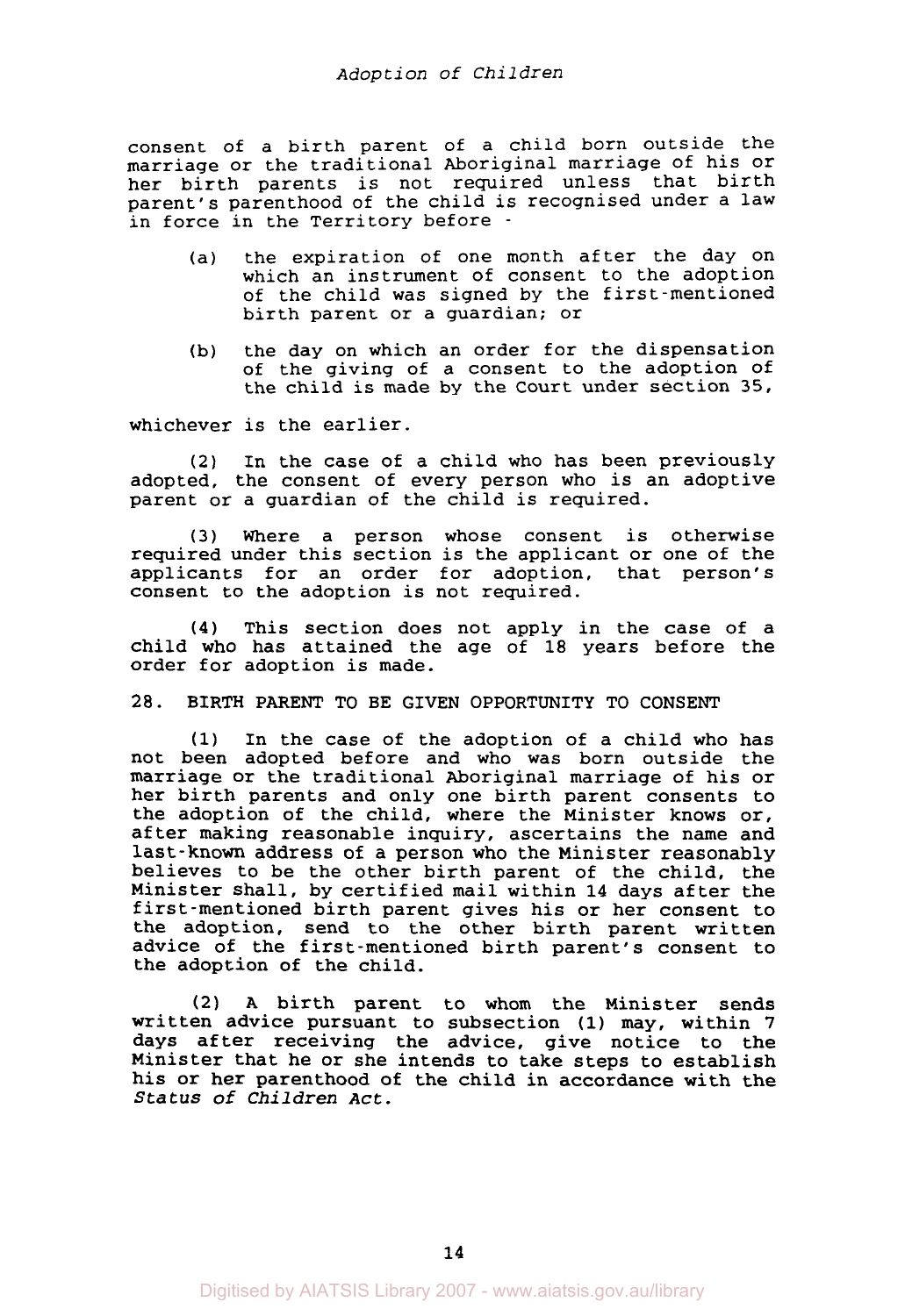consent of a birth parent of a child born outside the marriage or the traditional Aboriginal marriage of his or her birth parents is not required unless that birth parent's parenthood of the child is recognised under a law in force in the Territory before -

(a) the expiration of one month after the day on which an instrument of consent to the adoption of the child was signed by the first-mentioned birth parent or a guardian; or

(b) the day on which an order for the dispensation of the giving of a consent to the adoption of the child is made by the Court under section 35,

whichever is the earlier.

(2) In the case of a child who has been previously adopted, the consent of every person who is an adoptive parent or a guardian of the child is required.

(3) Where a person whose consent is otherwise required under this section is the applicant or one of the applicants for an order for adoption, that person's consent to the adoption is not required.

(4) This section does not apply in the case of a child who has attained the age of 18 years before the order for adoption is made.

## 28. BIRTH PARENT TO BE GIVEN OPPORTUNITY TO CONSENT

(1) In the case of the adoption of a child who has not been adopted before and who was born outside the marriage or the traditional Aboriginal marriage of his or her birth parents and only one birth parent consents to the adoption of the child, where the Minister knows or, after making reasonable inquiry, ascertains the name and last-known address of a person who the Minister reasonably believes to be the other birth parent of the child, the Minister shall, by certified mail within 14 days after the first-mentioned birth parent gives his or her consent to the adoption, send to the other birth parent written advice of the first-mentioned birth parent's consent to the adoption of the child.

(2) A birth parent to whom the Minister sends written advice pursuant to subsection (1) may, within 7 days after receiving the advice, give notice to the Minister that he or she intends to take steps to establish his or her parenthood of the child in accordance with the *Status of Children Act*.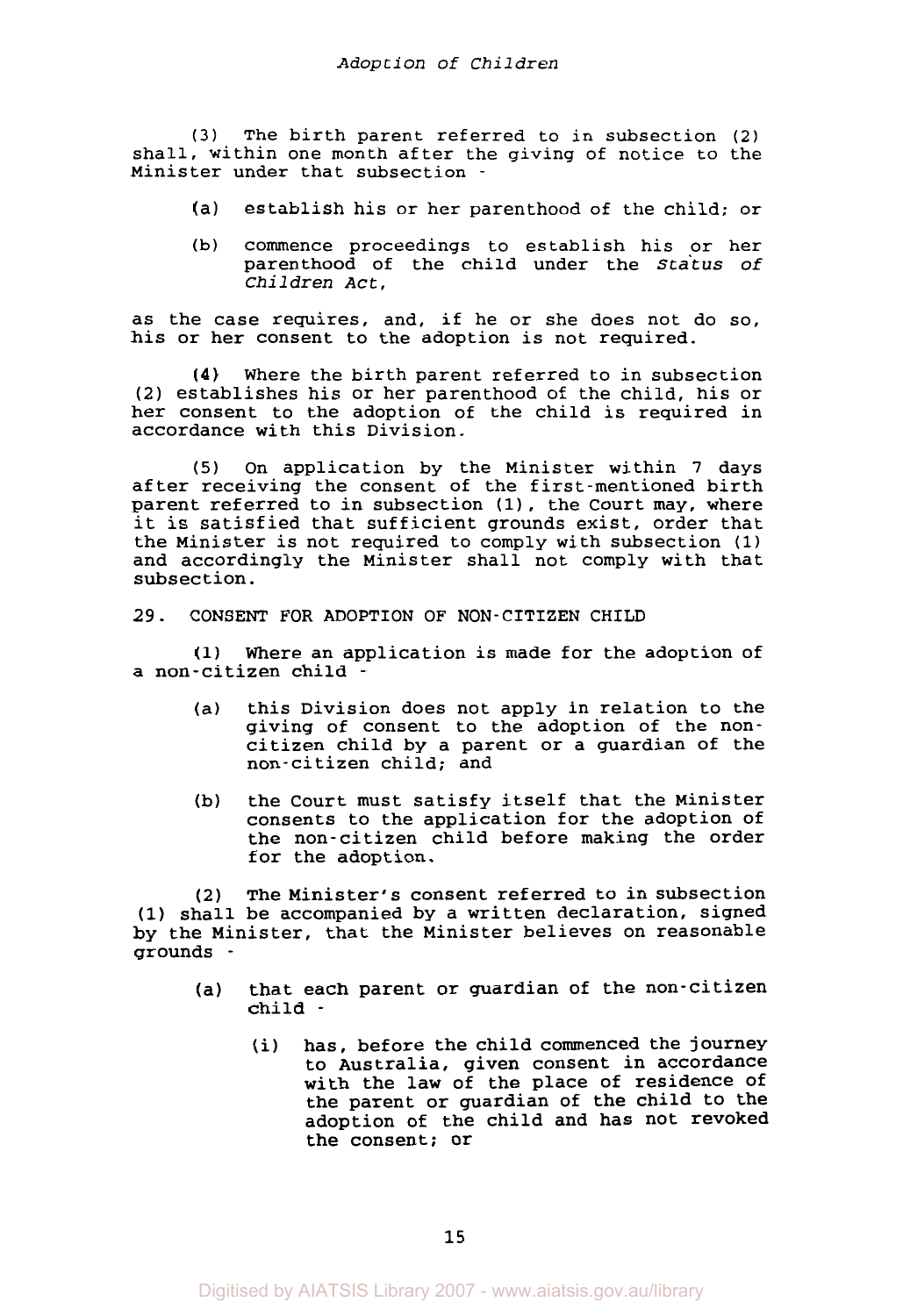(3) The birth parent referred to in subsection (2) shall, within one month after the giving of notice to the Minister under that subsection -

(a) establish his or her parenthood of the child; or

(b) commence proceedings to establish his or her parenthood of the child under the *Status of Children Act*,

as the case requires, and, if he or she does not do so, his or her consent to the adoption is not required.

(4) Where the birth parent referred to in subsection (2) establishes his or her parenthood of the child, his or her consent to the adoption of the child is required in accordance with this Division.

(5) On application by the Minister within 7 days after receiving the consent of the first-mentioned birth parent referred to in subsection (1), the Court may, where it is satisfied that sufficient grounds exist, order that the Minister is not required to comply with subsection (1) and accordingly the Minister shall not comply with that subsection.

## 29. CONSENT FOR ADOPTION OF NON-CITIZEN CHILD

(1) Where an application is made for the adoption of a non-citizen child -

(a) this Division does not apply in relation to the giving of consent to the adoption of the non-citizen child by a parent or a guardian of the non-citizen child; and

(b) the Court must satisfy itself that the Minister consents to the application for the adoption of the non-citizen child before making the order for the adoption.

(2) The Minister's consent referred to in subsection (1) shall be accompanied by a written declaration, signed by the Minister, that the Minister believes on reasonable grounds -

(a) that each parent or guardian of the non-citizen child -

(i) has, before the child commenced the journey to Australia, given consent in accordance with the law of the place of residence of the parent or guardian of the child to the adoption of the child and has not revoked the consent; or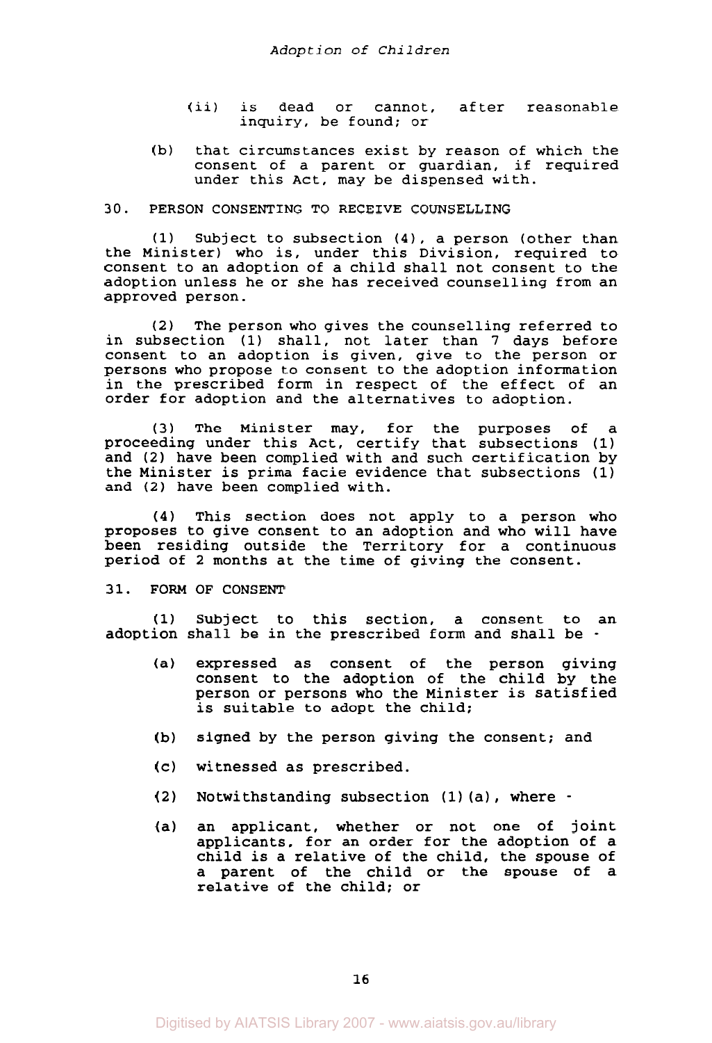(ii) is dead or cannot, after reasonable inquiry, be found; or

(b) that circumstances exist by reason of which the consent of a parent or guardian, if required under this Act, may be dispensed with.

30. PERSON CONSENTING TO RECEIVE COUNSELLING

(1) Subject to subsection (4), a person (other than the Minister) who is, under this Division, required to consent to an adoption of a child shall not consent to the adoption unless he or she has received counselling from an approved person.

(2) The person who gives the counselling referred to in subsection (1) shall, not later than 7 days before consent to an adoption is given, give to the person or persons who propose to consent to the adoption information in the prescribed form in respect of the effect of an order for adoption and the alternatives to adoption.

(3) The Minister may, for the purposes of a proceeding under this Act, certify that subsections (1) and (2) have been complied with and such certification by the Minister is prima facie evidence that subsections (1) and (2) have been complied with.

(4) This section does not apply to a person who proposes to give consent to an adoption and who will have been residing outside the Territory for a continuous period of 2 months at the time of giving the consent.

31. FORM OF CONSENT

(1) Subject to this section, a consent to an adoption shall be in the prescribed form and shall be -

(a) expressed as consent of the person giving consent to the adoption of the child by the person or persons who the Minister is satisfied is suitable to adopt the child;

(b) signed by the person giving the consent; and

(c) witnessed as prescribed.

(2) Notwithstanding subsection (1)(a), where -

(a) an applicant, whether or not one of joint applicants, for an order for the adoption of a child is a relative of the child, the spouse of a parent of the child or the spouse of a relative of the child; or